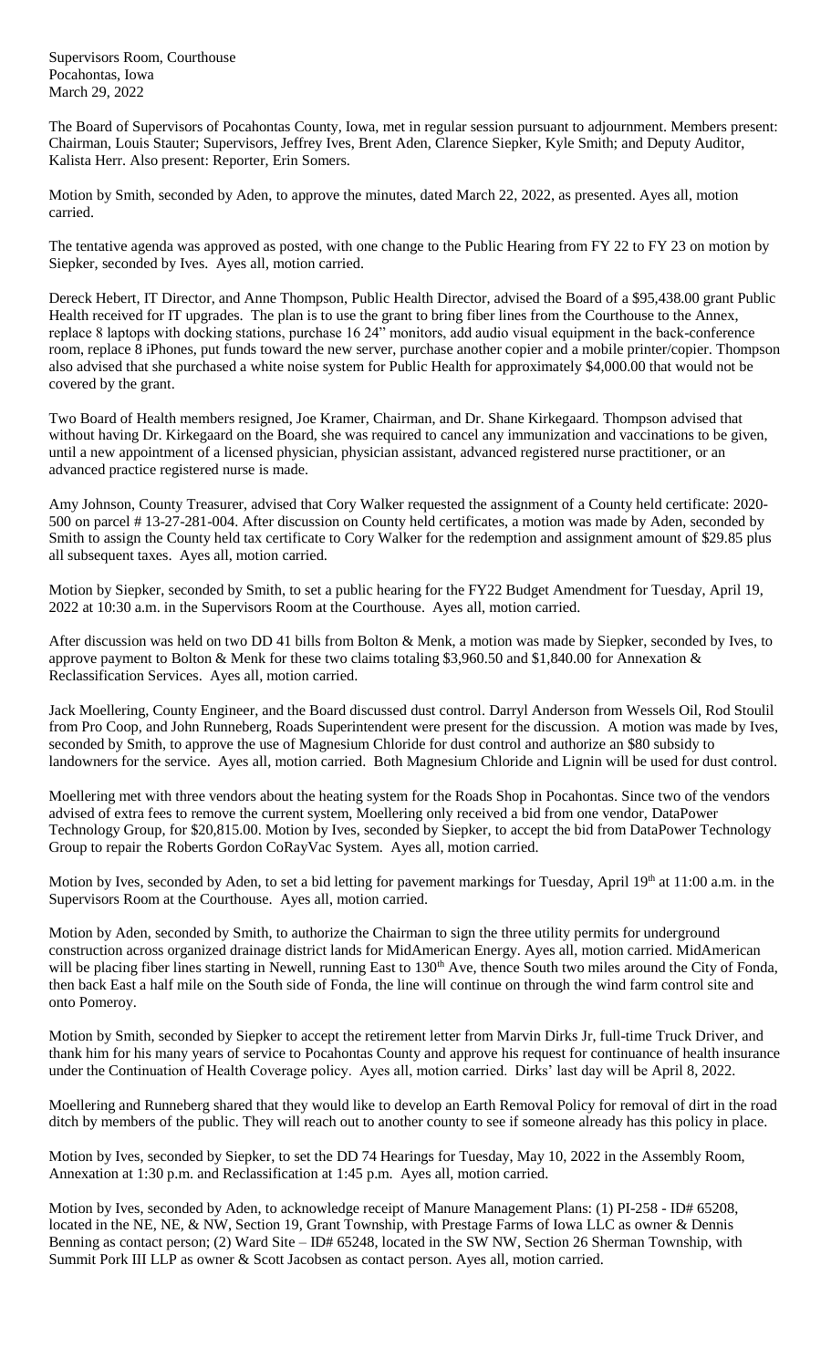Supervisors Room, Courthouse
Pocahontas, Iowa
March 29, 2022

The Board of Supervisors of Pocahontas County, Iowa, met in regular session pursuant to adjournment. Members present: Chairman, Louis Stauter; Supervisors, Jeffrey Ives, Brent Aden, Clarence Siepker, Kyle Smith; and Deputy Auditor, Kalista Herr. Also present: Reporter, Erin Somers.

Motion by Smith, seconded by Aden, to approve the minutes, dated March 22, 2022, as presented. Ayes all, motion carried.

The tentative agenda was approved as posted, with one change to the Public Hearing from FY 22 to FY 23 on motion by Siepker, seconded by Ives. Ayes all, motion carried.

Dereck Hebert, IT Director, and Anne Thompson, Public Health Director, advised the Board of a $95,438.00 grant Public Health received for IT upgrades. The plan is to use the grant to bring fiber lines from the Courthouse to the Annex, replace 8 laptops with docking stations, purchase 16 24" monitors, add audio visual equipment in the back-conference room, replace 8 iPhones, put funds toward the new server, purchase another copier and a mobile printer/copier. Thompson also advised that she purchased a white noise system for Public Health for approximately $4,000.00 that would not be covered by the grant.

Two Board of Health members resigned, Joe Kramer, Chairman, and Dr. Shane Kirkegaard. Thompson advised that without having Dr. Kirkegaard on the Board, she was required to cancel any immunization and vaccinations to be given, until a new appointment of a licensed physician, physician assistant, advanced registered nurse practitioner, or an advanced practice registered nurse is made.

Amy Johnson, County Treasurer, advised that Cory Walker requested the assignment of a County held certificate: 2020-500 on parcel # 13-27-281-004. After discussion on County held certificates, a motion was made by Aden, seconded by Smith to assign the County held tax certificate to Cory Walker for the redemption and assignment amount of $29.85 plus all subsequent taxes. Ayes all, motion carried.

Motion by Siepker, seconded by Smith, to set a public hearing for the FY22 Budget Amendment for Tuesday, April 19, 2022 at 10:30 a.m. in the Supervisors Room at the Courthouse. Ayes all, motion carried.

After discussion was held on two DD 41 bills from Bolton & Menk, a motion was made by Siepker, seconded by Ives, to approve payment to Bolton & Menk for these two claims totaling $3,960.50 and $1,840.00 for Annexation & Reclassification Services. Ayes all, motion carried.

Jack Moellering, County Engineer, and the Board discussed dust control. Darryl Anderson from Wessels Oil, Rod Stoulil from Pro Coop, and John Runneberg, Roads Superintendent were present for the discussion. A motion was made by Ives, seconded by Smith, to approve the use of Magnesium Chloride for dust control and authorize an $80 subsidy to landowners for the service. Ayes all, motion carried. Both Magnesium Chloride and Lignin will be used for dust control.

Moellering met with three vendors about the heating system for the Roads Shop in Pocahontas. Since two of the vendors advised of extra fees to remove the current system, Moellering only received a bid from one vendor, DataPower Technology Group, for $20,815.00. Motion by Ives, seconded by Siepker, to accept the bid from DataPower Technology Group to repair the Roberts Gordon CoRayVac System. Ayes all, motion carried.

Motion by Ives, seconded by Aden, to set a bid letting for pavement markings for Tuesday, April 19th at 11:00 a.m. in the Supervisors Room at the Courthouse. Ayes all, motion carried.

Motion by Aden, seconded by Smith, to authorize the Chairman to sign the three utility permits for underground construction across organized drainage district lands for MidAmerican Energy. Ayes all, motion carried. MidAmerican will be placing fiber lines starting in Newell, running East to 130th Ave, thence South two miles around the City of Fonda, then back East a half mile on the South side of Fonda, the line will continue on through the wind farm control site and onto Pomeroy.

Motion by Smith, seconded by Siepker to accept the retirement letter from Marvin Dirks Jr, full-time Truck Driver, and thank him for his many years of service to Pocahontas County and approve his request for continuance of health insurance under the Continuation of Health Coverage policy. Ayes all, motion carried. Dirks' last day will be April 8, 2022.

Moellering and Runneberg shared that they would like to develop an Earth Removal Policy for removal of dirt in the road ditch by members of the public. They will reach out to another county to see if someone already has this policy in place.

Motion by Ives, seconded by Siepker, to set the DD 74 Hearings for Tuesday, May 10, 2022 in the Assembly Room, Annexation at 1:30 p.m. and Reclassification at 1:45 p.m. Ayes all, motion carried.

Motion by Ives, seconded by Aden, to acknowledge receipt of Manure Management Plans: (1) PI-258 - ID# 65208, located in the NE, NE, & NW, Section 19, Grant Township, with Prestage Farms of Iowa LLC as owner & Dennis Benning as contact person; (2) Ward Site – ID# 65248, located in the SW NW, Section 26 Sherman Township, with Summit Pork III LLP as owner & Scott Jacobsen as contact person. Ayes all, motion carried.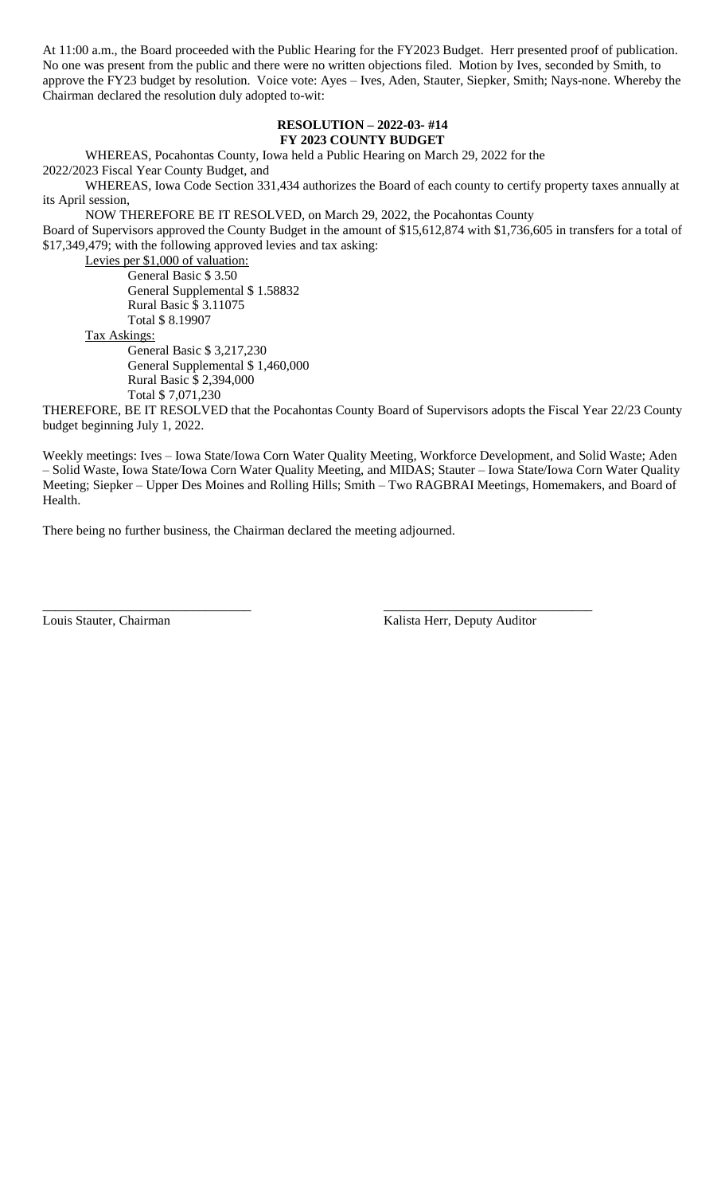At 11:00 a.m., the Board proceeded with the Public Hearing for the FY2023 Budget. Herr presented proof of publication. No one was present from the public and there were no written objections filed. Motion by Ives, seconded by Smith, to approve the FY23 budget by resolution. Voice vote: Ayes – Ives, Aden, Stauter, Siepker, Smith; Nays-none. Whereby the Chairman declared the resolution duly adopted to-wit:

**RESOLUTION – 2022-03- #14**
**FY 2023 COUNTY BUDGET**

WHEREAS, Pocahontas County, Iowa held a Public Hearing on March 29, 2022 for the 2022/2023 Fiscal Year County Budget, and

WHEREAS, Iowa Code Section 331,434 authorizes the Board of each county to certify property taxes annually at its April session,

NOW THEREFORE BE IT RESOLVED, on March 29, 2022, the Pocahontas County Board of Supervisors approved the County Budget in the amount of $15,612,874 with $1,736,605 in transfers for a total of $17,349,479; with the following approved levies and tax asking:

Levies per $1,000 of valuation:

General Basic $ 3.50
General Supplemental $ 1.58832
Rural Basic $ 3.11075
Total $ 8.19907

Tax Askings:

General Basic $ 3,217,230
General Supplemental $ 1,460,000
Rural Basic $ 2,394,000
Total $ 7,071,230

THEREFORE, BE IT RESOLVED that the Pocahontas County Board of Supervisors adopts the Fiscal Year 22/23 County budget beginning July 1, 2022.

Weekly meetings: Ives – Iowa State/Iowa Corn Water Quality Meeting, Workforce Development, and Solid Waste; Aden – Solid Waste, Iowa State/Iowa Corn Water Quality Meeting, and MIDAS; Stauter – Iowa State/Iowa Corn Water Quality Meeting; Siepker – Upper Des Moines and Rolling Hills; Smith – Two RAGBRAI Meetings, Homemakers, and Board of Health.

There being no further business, the Chairman declared the meeting adjourned.

\_\_\_\_\_\_\_\_\_\_\_\_\_\_\_\_\_\_\_\_\_\_\_\_\_\_\_\_\_\_\_\_ \_\_\_\_\_\_\_\_\_\_\_\_\_\_\_\_\_\_\_\_\_\_\_\_\_\_\_\_\_\_\_\_

Louis Stauter, Chairman Kalista Herr, Deputy Auditor